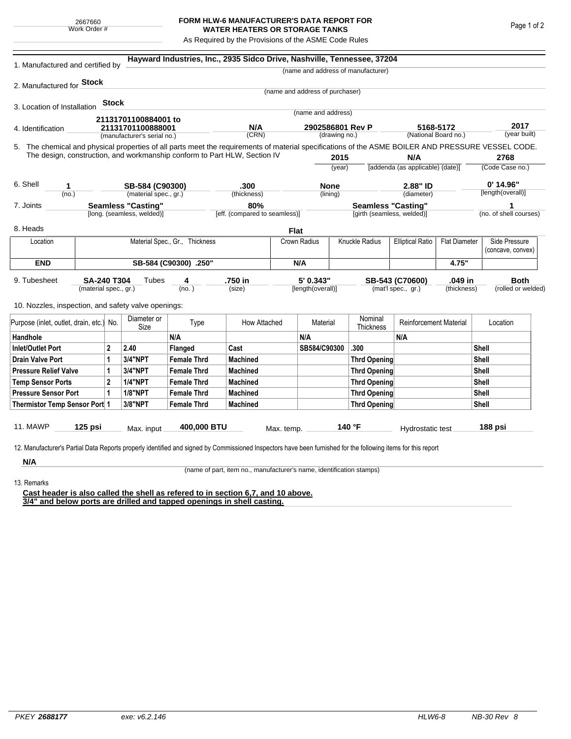2667660
Work Order #

# FORM HLW-6 MANUFACTURER'S DATA REPORT FOR WATER HEATERS OR STORAGE TANKS

As Required by the Provisions of the ASME Code Rules

1. Manufactured and certified by **Hayward Industries, Inc., 2935 Sidco Drive, Nashville, Tennessee, 37204**
(name and address of manufacturer)

2. Manufactured for **Stock**
(name and address of purchaser)

3. Location of Installation **Stock**
(name and address)

4. Identification **21131701100884001 to 21131701100888001** (manufacturer's serial no.) **N/A** (CRN) **2902586801 Rev P** (drawing no.) **5168-5172** (National Board no.) **2017** (year built)

5. The chemical and physical properties of all parts meet the requirements of material specifications of the ASME BOILER AND PRESSURE VESSEL CODE. The design, construction, and workmanship conform to Part HLW, Section IV **2015** (year) **N/A** [addenda (as applicable) (date)] **2768** (Code Case no.)

6. Shell **1** (no.) **SB-584 (C90300)** (material spec., gr.) **.300** (thickness) **None** (lining) **2.88" ID** (diameter) **0' 14.96"** [length(overall)]

7. Joints **Seamless "Casting"** [long. (seamless, welded)] **80%** [eff. (compared to seamless)] **Seamless "Casting"** [girth (seamless, welded)] **1** (no. of shell courses)

8. Heads **Flat**

| Location | Material Spec., Gr., Thickness | Crown Radius | Knuckle Radius | Elliptical Ratio | Flat Diameter | Side Pressure (concave, convex) |
|---|---|---|---|---|---|---|
| **END** | **SB-584 (C90300) .250"** | **N/A** | | | **4.75"** | |

9. Tubesheet **SA-240 T304** (material spec., gr.) Tubes **4** (no.) **.750 in** (size) **5' 0.343"** [length(overall)] **SB-543 (C70600)** (mat'l spec., gr.) **.049 in** (thickness) **Both** (rolled or welded)

10. Nozzles, inspection, and safety valve openings:

| Purpose (inlet, outlet, drain, etc.) | No. | Diameter or Size | Type | How Attached | Material | Nominal Thickness | Reinforcement Material | Location |
|---|---|---|---|---|---|---|---|---|
| **Handhole** | | | **N/A** | | **N/A** | | **N/A** | |
| **Inlet/Outlet Port** | **2** | **2.40** | **Flanged** | **Cast** | **SB584/C90300** | **.300** | | **Shell** |
| **Drain Valve Port** | **1** | **3/4"NPT** | **Female Thrd** | **Machined** | | **Thrd Opening** | | **Shell** |
| **Pressure Relief Valve** | **1** | **3/4"NPT** | **Female Thrd** | **Machined** | | **Thrd Opening** | | **Shell** |
| **Temp Sensor Ports** | **2** | **1/4"NPT** | **Female Thrd** | **Machined** | | **Thrd Opening** | | **Shell** |
| **Pressure Sensor Port** | **1** | **1/8"NPT** | **Female Thrd** | **Machined** | | **Thrd Opening** | | **Shell** |
| **Thermistor Temp Sensor Port** | **1** | **3/8"NPT** | **Female Thrd** | **Machined** | | **Thrd Opening** | | **Shell** |

11. MAWP **125 psi** Max. input **400,000 BTU** Max. temp. **140 °F** Hydrostatic test **188 psi**

12. Manufacturer's Partial Data Reports properly identified and signed by Commissioned Inspectors have been furnished for the following items for this report

**N/A**
(name of part, item no., manufacturer's name, identification stamps)

13. Remarks

**Cast header is also called the shell as refered to in section 6,7, and 10 above.**
**3/4" and below ports are drilled and tapped openings in shell casting.**

PKEY **2688177** exe: v6.2.146 HLW6-8 NB-30 Rev 8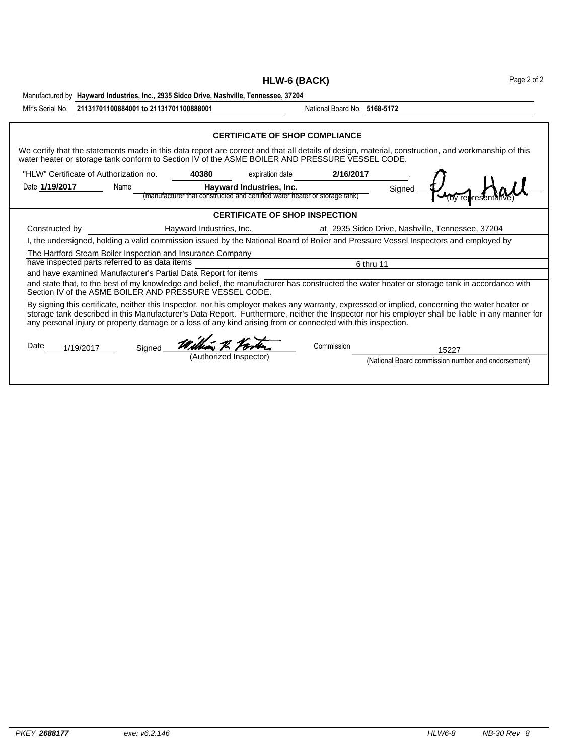# HLW-6 (BACK)

Manufactured by **Hayward Industries, Inc., 2935 Sidco Drive, Nashville, Tennessee, 37204**

Mfr's Serial No. **21131701100884001 to 21131701100888001** National Board No. **5168-5172**

## CERTIFICATE OF SHOP COMPLIANCE

We certify that the statements made in this data report are correct and that all details of design, material, construction, and workmanship of this water heater or storage tank conform to Section IV of the ASME BOILER AND PRESSURE VESSEL CODE.

"HLW" Certificate of Authorization no. **40380** expiration date **2/16/2017** .

Date **1/19/2017** Name **Hayward Industries, Inc.** (manufacturer that constructed and certified water heater or storage tank) Signed (by representative)

## CERTIFICATE OF SHOP INSPECTION

Constructed by Hayward Industries, Inc. at 2935 Sidco Drive, Nashville, Tennessee, 37204

I, the undersigned, holding a valid commission issued by the National Board of Boiler and Pressure Vessel Inspectors and employed by The Hartford Steam Boiler Inspection and Insurance Company

have inspected parts referred to as data items 6 thru 11

and have examined Manufacturer's Partial Data Report for items

and state that, to the best of my knowledge and belief, the manufacturer has constructed the water heater or storage tank in accordance with Section IV of the ASME BOILER AND PRESSURE VESSEL CODE.

By signing this certificate, neither this Inspector, nor his employer makes any warranty, expressed or implied, concerning the water heater or storage tank described in this Manufacturer's Data Report. Furthermore, neither the Inspector nor his employer shall be liable in any manner for any personal injury or property damage or a loss of any kind arising from or connected with this inspection.

Date 1/19/2017 Signed (Authorized Inspector) Commission 15227 (National Board commission number and endorsement)

PKEY 2688177 exe: v6.2.146 HLW6-8 NB-30 Rev 8